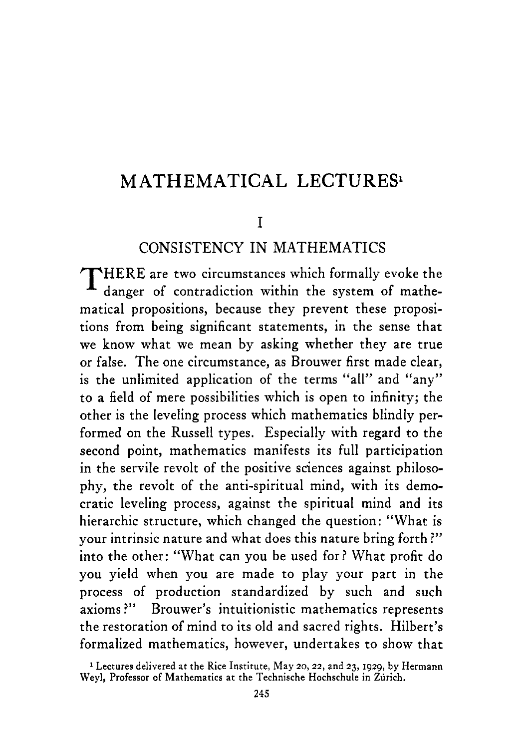# MATHEMATICAL LECTURES[1]

## I

## CONSISTENCY IN MATHEMATICS

THERE are two circumstances which formally evoke the danger of contradiction within the system of mathematical propositions, because they prevent these propositions from being significant statements, in the sense that we know what we mean by asking whether they are true or false. The one circumstance, as Brouwer first made clear, is the unlimited application of the terms "all" and "any" to a field of mere possibilities which is open to infinity; the other is the leveling process which mathematics blindly performed on the Russell types. Especially with regard to the second point, mathematics manifests its full participation in the servile revolt of the positive sciences against philosophy, the revolt of the anti-spiritual mind, with its democratic leveling process, against the spiritual mind and its hierarchic structure, which changed the question: "What is your intrinsic nature and what does this nature bring forth?" into the other: "What can you be used for? What profit do you yield when you are made to play your part in the process of production standardized by such and such axioms?" Brouwer's intuitionistic mathematics represents the restoration of mind to its old and sacred rights. Hilbert's formalized mathematics, however, undertakes to show that

[1] Lectures delivered at the Rice Institute, May 20, 22, and 23, 1929, by Hermann Weyl, Professor of Mathematics at the Technische Hochschule in Zürich.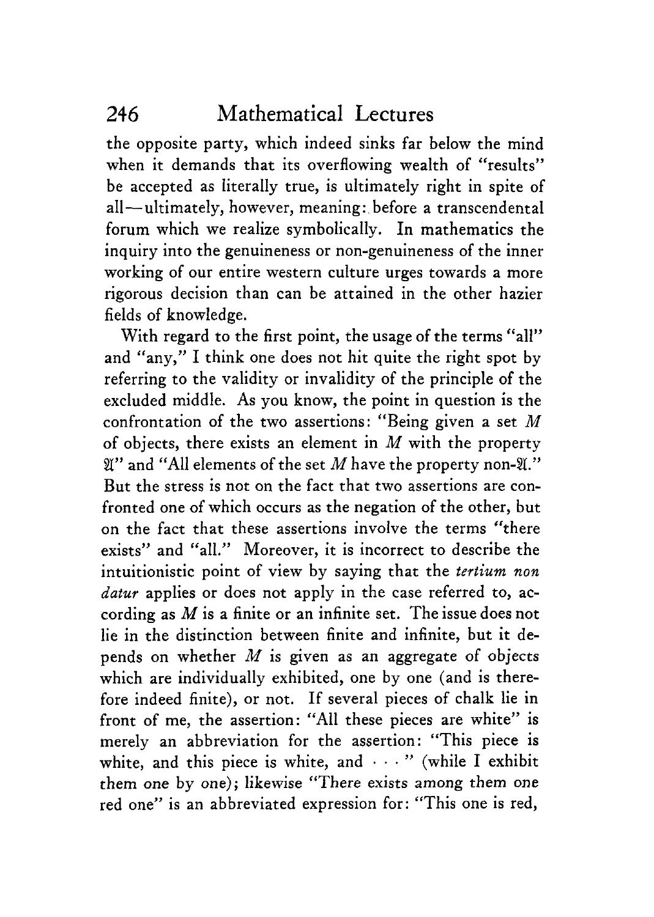the opposite party, which indeed sinks far below the mind when it demands that its overflowing wealth of "results" be accepted as literally true, is ultimately right in spite of all—ultimately, however, meaning: before a transcendental forum which we realize symbolically. In mathematics the inquiry into the genuineness or non-genuineness of the inner working of our entire western culture urges towards a more rigorous decision than can be attained in the other hazier fields of knowledge.

With regard to the first point, the usage of the terms "all" and "any," I think one does not hit quite the right spot by referring to the validity or invalidity of the principle of the excluded middle. As you know, the point in question is the confrontation of the two assertions: "Being given a set $M$ of objects, there exists an element in $M$ with the property $\mathfrak{A}$" and "All elements of the set $M$ have the property non-$\mathfrak{A}$." But the stress is not on the fact that two assertions are confronted one of which occurs as the negation of the other, but on the fact that these assertions involve the terms "there exists" and "all." Moreover, it is incorrect to describe the intuitionistic point of view by saying that the *tertium non datur* applies or does not apply in the case referred to, according as $M$ is a finite or an infinite set. The issue does not lie in the distinction between finite and infinite, but it depends on whether $M$ is given as an aggregate of objects which are individually exhibited, one by one (and is therefore indeed finite), or not. If several pieces of chalk lie in front of me, the assertion: "All these pieces are white" is merely an abbreviation for the assertion: "This piece is white, and this piece is white, and · · · " (while I exhibit them one by one); likewise "There exists among them one red one" is an abbreviated expression for: "This one is red,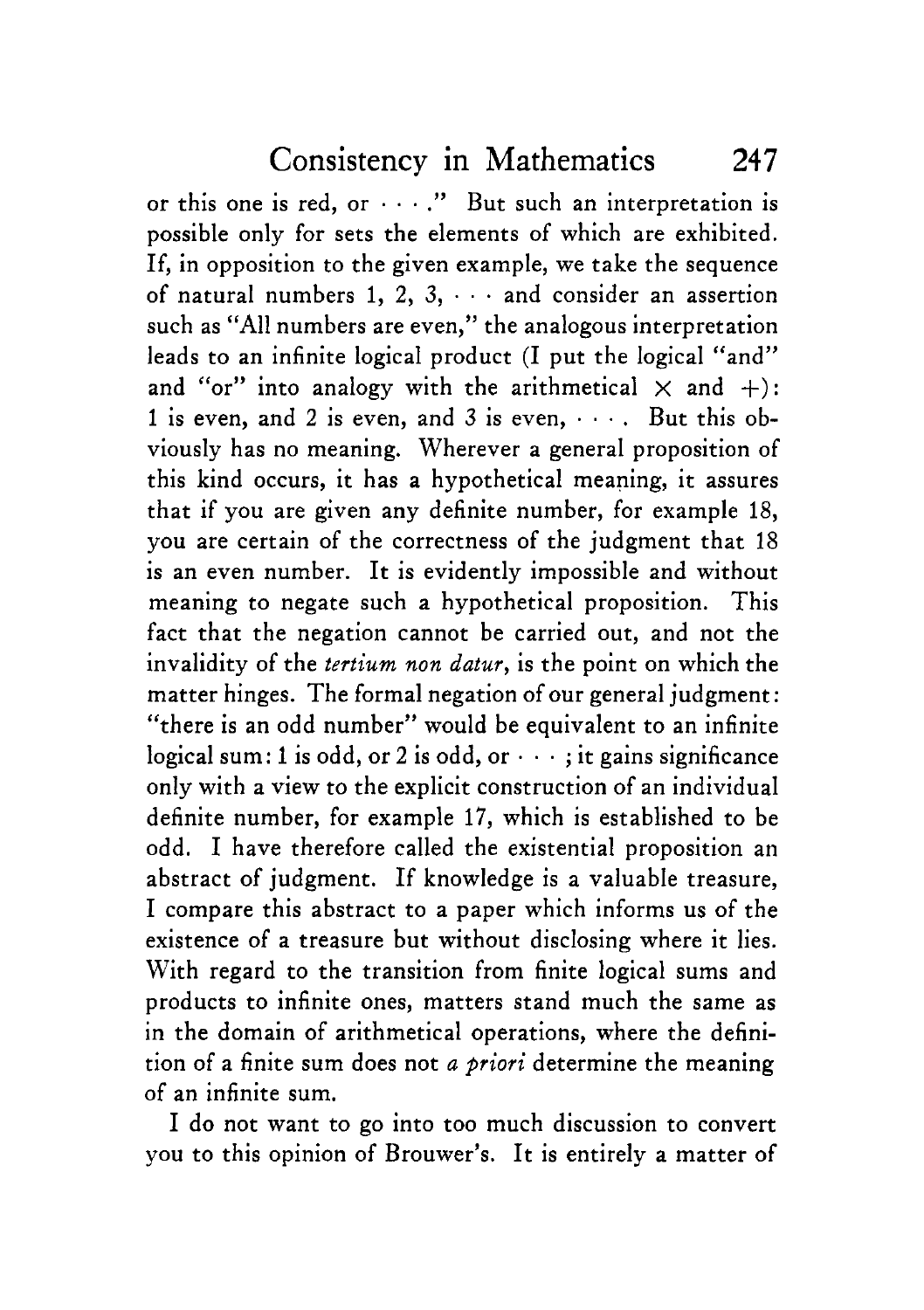or this one is red, or $\cdots$." But such an interpretation is possible only for sets the elements of which are exhibited. If, in opposition to the given example, we take the sequence of natural numbers 1, 2, 3, $\cdots$ and consider an assertion such as "All numbers are even," the analogous interpretation leads to an infinite logical product (I put the logical "and" and "or" into analogy with the arithmetical $\times$ and $+$): 1 is even, and 2 is even, and 3 is even, $\cdots$. But this obviously has no meaning. Wherever a general proposition of this kind occurs, it has a hypothetical meaning, it assures that if you are given any definite number, for example 18, you are certain of the correctness of the judgment that 18 is an even number. It is evidently impossible and without meaning to negate such a hypothetical proposition. This fact that the negation cannot be carried out, and not the invalidity of the *tertium non datur*, is the point on which the matter hinges. The formal negation of our general judgment: "there is an odd number" would be equivalent to an infinite logical sum: 1 is odd, or 2 is odd, or $\cdots$; it gains significance only with a view to the explicit construction of an individual definite number, for example 17, which is established to be odd. I have therefore called the existential proposition an abstract of judgment. If knowledge is a valuable treasure, I compare this abstract to a paper which informs us of the existence of a treasure but without disclosing where it lies. With regard to the transition from finite logical sums and products to infinite ones, matters stand much the same as in the domain of arithmetical operations, where the definition of a finite sum does not *a priori* determine the meaning of an infinite sum.

I do not want to go into too much discussion to convert you to this opinion of Brouwer's. It is entirely a matter of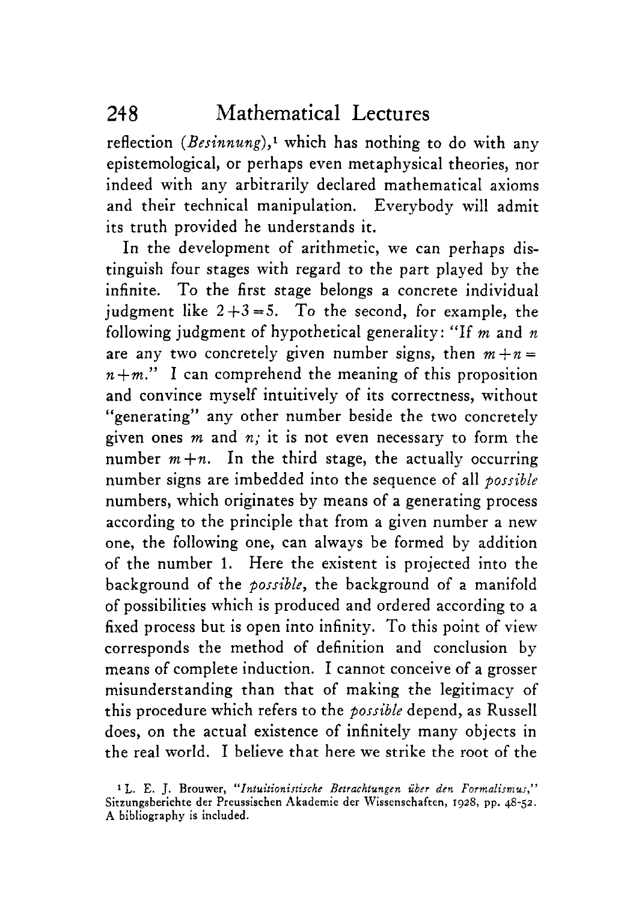reflection (*Besinnung*),[1] which has nothing to do with any epistemological, or perhaps even metaphysical theories, nor indeed with any arbitrarily declared mathematical axioms and their technical manipulation. Everybody will admit its truth provided he understands it.

In the development of arithmetic, we can perhaps distinguish four stages with regard to the part played by the infinite. To the first stage belongs a concrete individual judgment like $2+3=5$. To the second, for example, the following judgment of hypothetical generality: "If $m$ and $n$ are any two concretely given number signs, then $m+n=n+m$." I can comprehend the meaning of this proposition and convince myself intuitively of its correctness, without "generating" any other number beside the two concretely given ones $m$ and $n$; it is not even necessary to form the number $m+n$. In the third stage, the actually occurring number signs are imbedded into the sequence of all *possible* numbers, which originates by means of a generating process according to the principle that from a given number a new one, the following one, can always be formed by addition of the number 1. Here the existent is projected into the background of the *possible*, the background of a manifold of possibilities which is produced and ordered according to a fixed process but is open into infinity. To this point of view corresponds the method of definition and conclusion by means of complete induction. I cannot conceive of a grosser misunderstanding than that of making the legitimacy of this procedure which refers to the *possible* depend, as Russell does, on the actual existence of infinitely many objects in the real world. I believe that here we strike the root of the

[1] L. E. J. Brouwer, "*Intuitionistische Betrachtungen über den Formalismus*," Sitzungsberichte der Preussischen Akademie der Wissenschaften, 1928, pp. 48-52. A bibliography is included.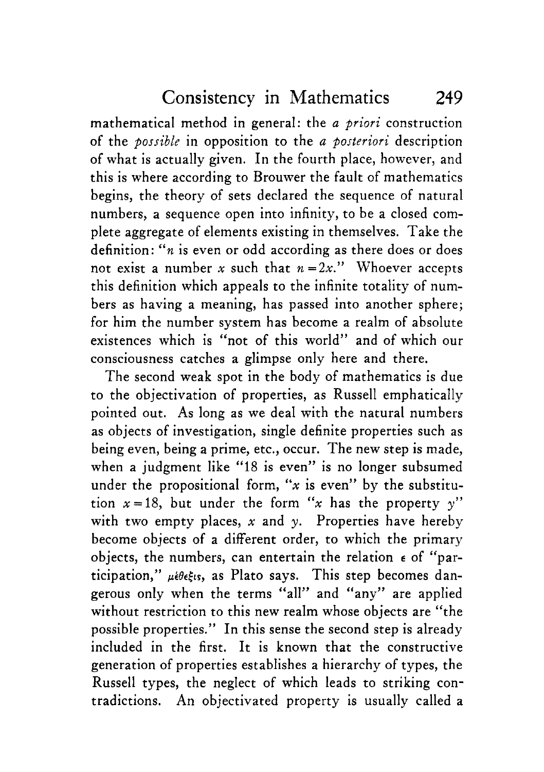mathematical method in general: the *a priori* construction of the *possible* in opposition to the *a posteriori* description of what is actually given. In the fourth place, however, and this is where according to Brouwer the fault of mathematics begins, the theory of sets declared the sequence of natural numbers, a sequence open into infinity, to be a closed complete aggregate of elements existing in themselves. Take the definition: "$n$ is even or odd according as there does or does not exist a number $x$ such that $n=2x$." Whoever accepts this definition which appeals to the infinite totality of numbers as having a meaning, has passed into another sphere; for him the number system has become a realm of absolute existences which is "not of this world" and of which our consciousness catches a glimpse only here and there.

The second weak spot in the body of mathematics is due to the objectivation of properties, as Russell emphatically pointed out. As long as we deal with the natural numbers as objects of investigation, single definite properties such as being even, being a prime, etc., occur. The new step is made, when a judgment like "18 is even" is no longer subsumed under the propositional form, "$x$ is even" by the substitution $x=18$, but under the form "$x$ has the property $y$" with two empty places, $x$ and $y$. Properties have hereby become objects of a different order, to which the primary objects, the numbers, can entertain the relation $\epsilon$ of "participation," μέθεξις, as Plato says. This step becomes dangerous only when the terms "all" and "any" are applied without restriction to this new realm whose objects are "the possible properties." In this sense the second step is already included in the first. It is known that the constructive generation of properties establishes a hierarchy of types, the Russell types, the neglect of which leads to striking contradictions. An objectivated property is usually called a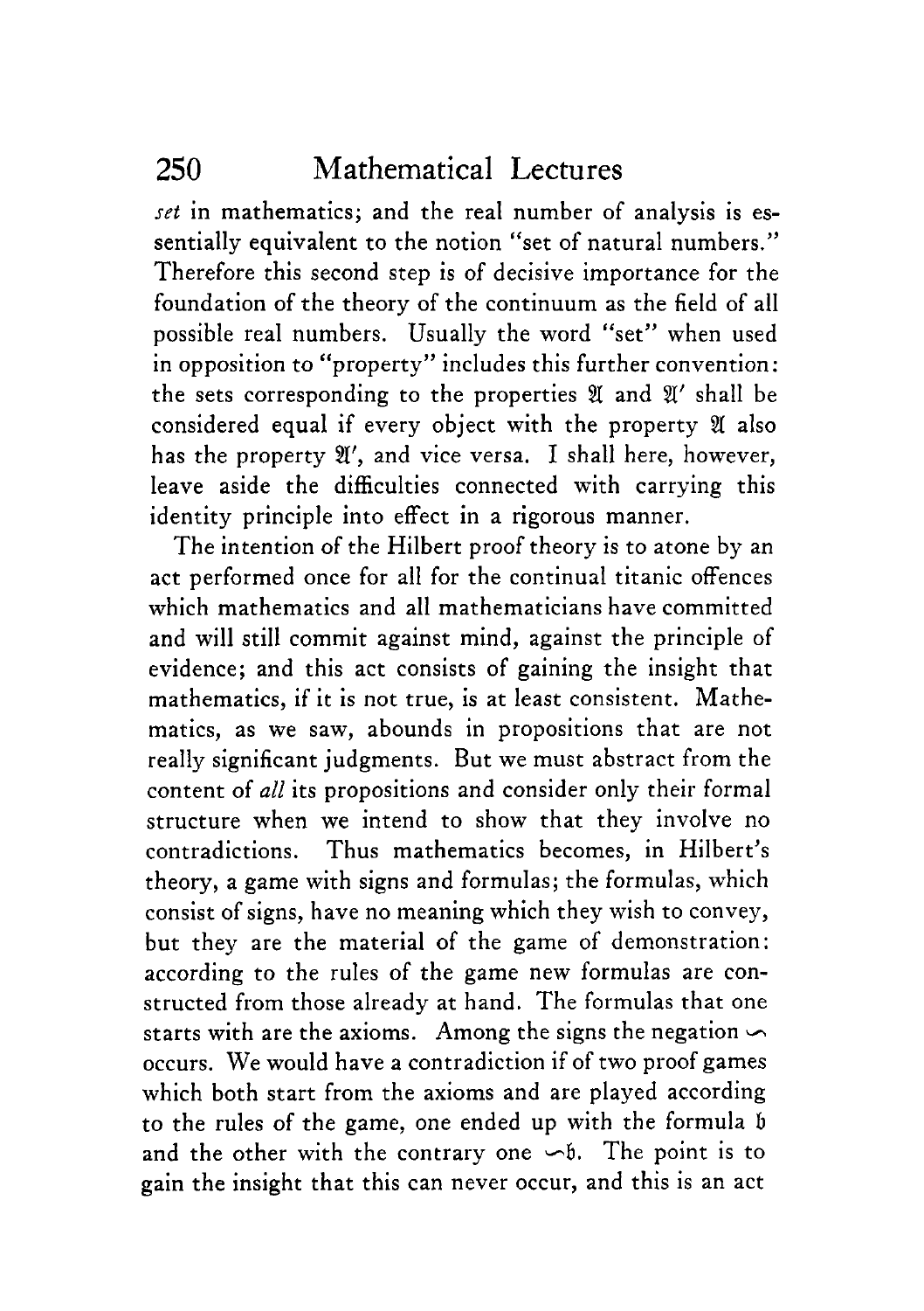*set* in mathematics; and the real number of analysis is essentially equivalent to the notion "set of natural numbers." Therefore this second step is of decisive importance for the foundation of the theory of the continuum as the field of all possible real numbers. Usually the word "set" when used in opposition to "property" includes this further convention: the sets corresponding to the properties $\mathfrak{A}$ and $\mathfrak{A}'$ shall be considered equal if every object with the property $\mathfrak{A}$ also has the property $\mathfrak{A}'$, and vice versa. I shall here, however, leave aside the difficulties connected with carrying this identity principle into effect in a rigorous manner.

The intention of the Hilbert proof theory is to atone by an act performed once for all for the continual titanic offences which mathematics and all mathematicians have committed and will still commit against mind, against the principle of evidence; and this act consists of gaining the insight that mathematics, if it is not true, is at least consistent. Mathematics, as we saw, abounds in propositions that are not really significant judgments. But we must abstract from the content of *all* its propositions and consider only their formal structure when we intend to show that they involve no contradictions. Thus mathematics becomes, in Hilbert's theory, a game with signs and formulas; the formulas, which consist of signs, have no meaning which they wish to convey, but they are the material of the game of demonstration: according to the rules of the game new formulas are constructed from those already at hand. The formulas that one starts with are the axioms. Among the signs the negation $\backsim$ occurs. We would have a contradiction if of two proof games which both start from the axioms and are played according to the rules of the game, one ended up with the formula $\mathfrak{b}$ and the other with the contrary one $\backsim\mathfrak{b}$. The point is to gain the insight that this can never occur, and this is an act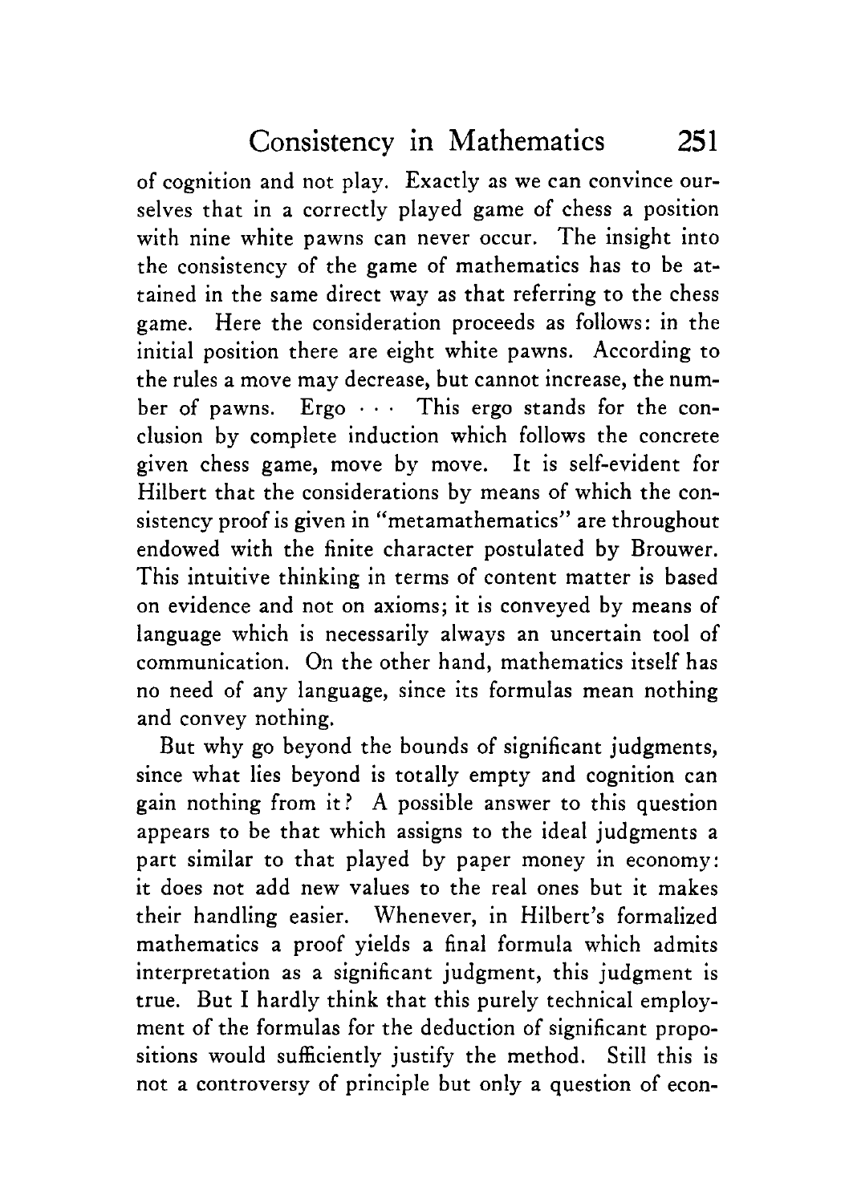of cognition and not play. Exactly as we can convince ourselves that in a correctly played game of chess a position with nine white pawns can never occur. The insight into the consistency of the game of mathematics has to be attained in the same direct way as that referring to the chess game. Here the consideration proceeds as follows: in the initial position there are eight white pawns. According to the rules a move may decrease, but cannot increase, the number of pawns. Ergo · · · This ergo stands for the conclusion by complete induction which follows the concrete given chess game, move by move. It is self-evident for Hilbert that the considerations by means of which the consistency proof is given in "metamathematics" are throughout endowed with the finite character postulated by Brouwer. This intuitive thinking in terms of content matter is based on evidence and not on axioms; it is conveyed by means of language which is necessarily always an uncertain tool of communication. On the other hand, mathematics itself has no need of any language, since its formulas mean nothing and convey nothing.

But why go beyond the bounds of significant judgments, since what lies beyond is totally empty and cognition can gain nothing from it? A possible answer to this question appears to be that which assigns to the ideal judgments a part similar to that played by paper money in economy: it does not add new values to the real ones but it makes their handling easier. Whenever, in Hilbert's formalized mathematics a proof yields a final formula which admits interpretation as a significant judgment, this judgment is true. But I hardly think that this purely technical employment of the formulas for the deduction of significant propositions would sufficiently justify the method. Still this is not a controversy of principle but only a question of econ-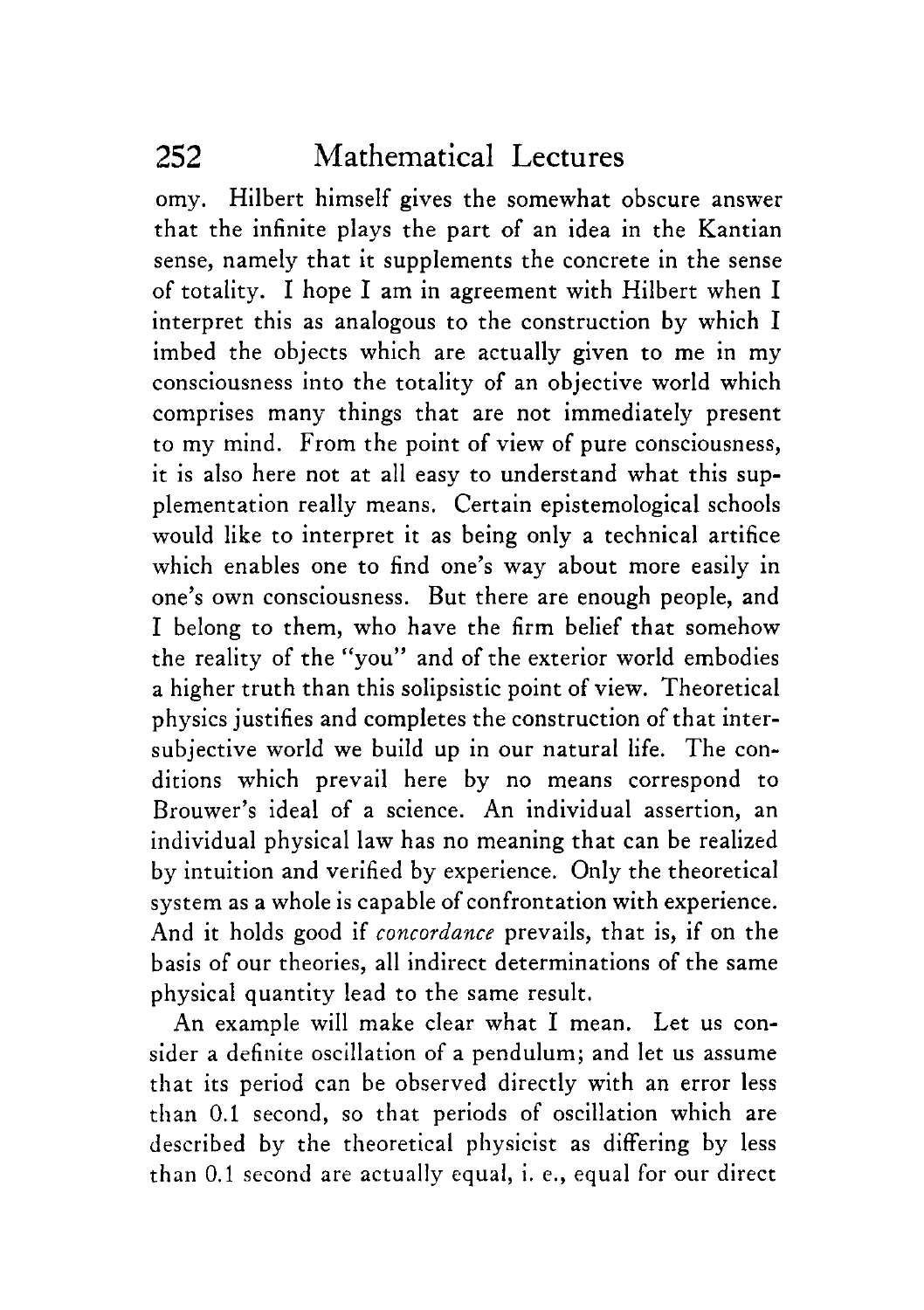omy. Hilbert himself gives the somewhat obscure answer that the infinite plays the part of an idea in the Kantian sense, namely that it supplements the concrete in the sense of totality. I hope I am in agreement with Hilbert when I interpret this as analogous to the construction by which I imbed the objects which are actually given to me in my consciousness into the totality of an objective world which comprises many things that are not immediately present to my mind. From the point of view of pure consciousness, it is also here not at all easy to understand what this supplementation really means. Certain epistemological schools would like to interpret it as being only a technical artifice which enables one to find one's way about more easily in one's own consciousness. But there are enough people, and I belong to them, who have the firm belief that somehow the reality of the "you" and of the exterior world embodies a higher truth than this solipsistic point of view. Theoretical physics justifies and completes the construction of that intersubjective world we build up in our natural life. The conditions which prevail here by no means correspond to Brouwer's ideal of a science. An individual assertion, an individual physical law has no meaning that can be realized by intuition and verified by experience. Only the theoretical system as a whole is capable of confrontation with experience. And it holds good if *concordance* prevails, that is, if on the basis of our theories, all indirect determinations of the same physical quantity lead to the same result.

An example will make clear what I mean. Let us consider a definite oscillation of a pendulum; and let us assume that its period can be observed directly with an error less than 0.1 second, so that periods of oscillation which are described by the theoretical physicist as differing by less than 0.1 second are actually equal, i. e., equal for our direct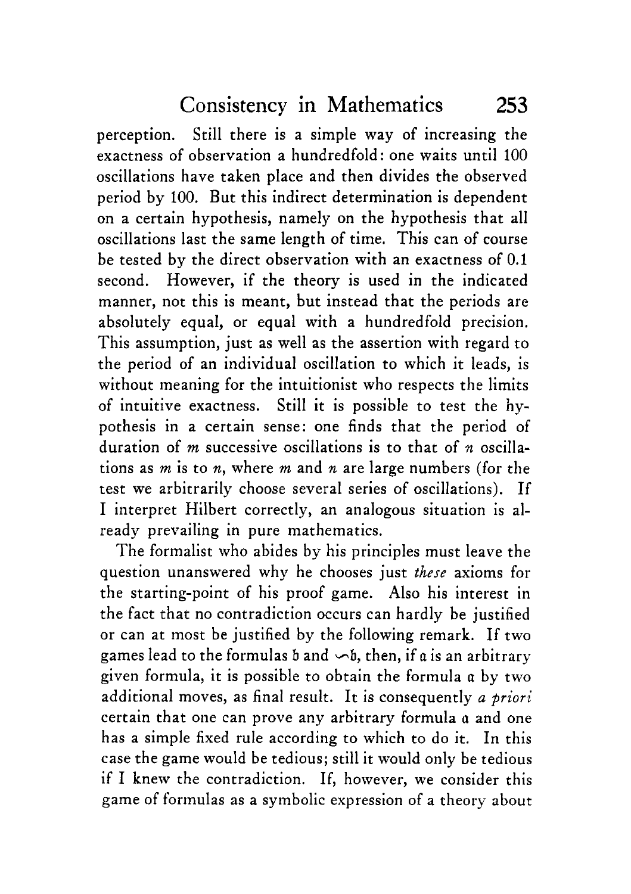perception. Still there is a simple way of increasing the exactness of observation a hundredfold: one waits until 100 oscillations have taken place and then divides the observed period by 100. But this indirect determination is dependent on a certain hypothesis, namely on the hypothesis that all oscillations last the same length of time. This can of course be tested by the direct observation with an exactness of 0.1 second. However, if the theory is used in the indicated manner, not this is meant, but instead that the periods are absolutely equal, or equal with a hundredfold precision. This assumption, just as well as the assertion with regard to the period of an individual oscillation to which it leads, is without meaning for the intuitionist who respects the limits of intuitive exactness. Still it is possible to test the hypothesis in a certain sense: one finds that the period of duration of $m$ successive oscillations is to that of $n$ oscillations as $m$ is to $n$, where $m$ and $n$ are large numbers (for the test we arbitrarily choose several series of oscillations). If I interpret Hilbert correctly, an analogous situation is already prevailing in pure mathematics.

The formalist who abides by his principles must leave the question unanswered why he chooses just *these* axioms for the starting-point of his proof game. Also his interest in the fact that no contradiction occurs can hardly be justified or can at most be justified by the following remark. If two games lead to the formulas $\mathfrak{b}$ and $\backsim\mathfrak{b}$, then, if $\mathfrak{a}$ is an arbitrary given formula, it is possible to obtain the formula $\mathfrak{a}$ by two additional moves, as final result. It is consequently *a priori* certain that one can prove any arbitrary formula $\mathfrak{a}$ and one has a simple fixed rule according to which to do it. In this case the game would be tedious; still it would only be tedious if I knew the contradiction. If, however, we consider this game of formulas as a symbolic expression of a theory about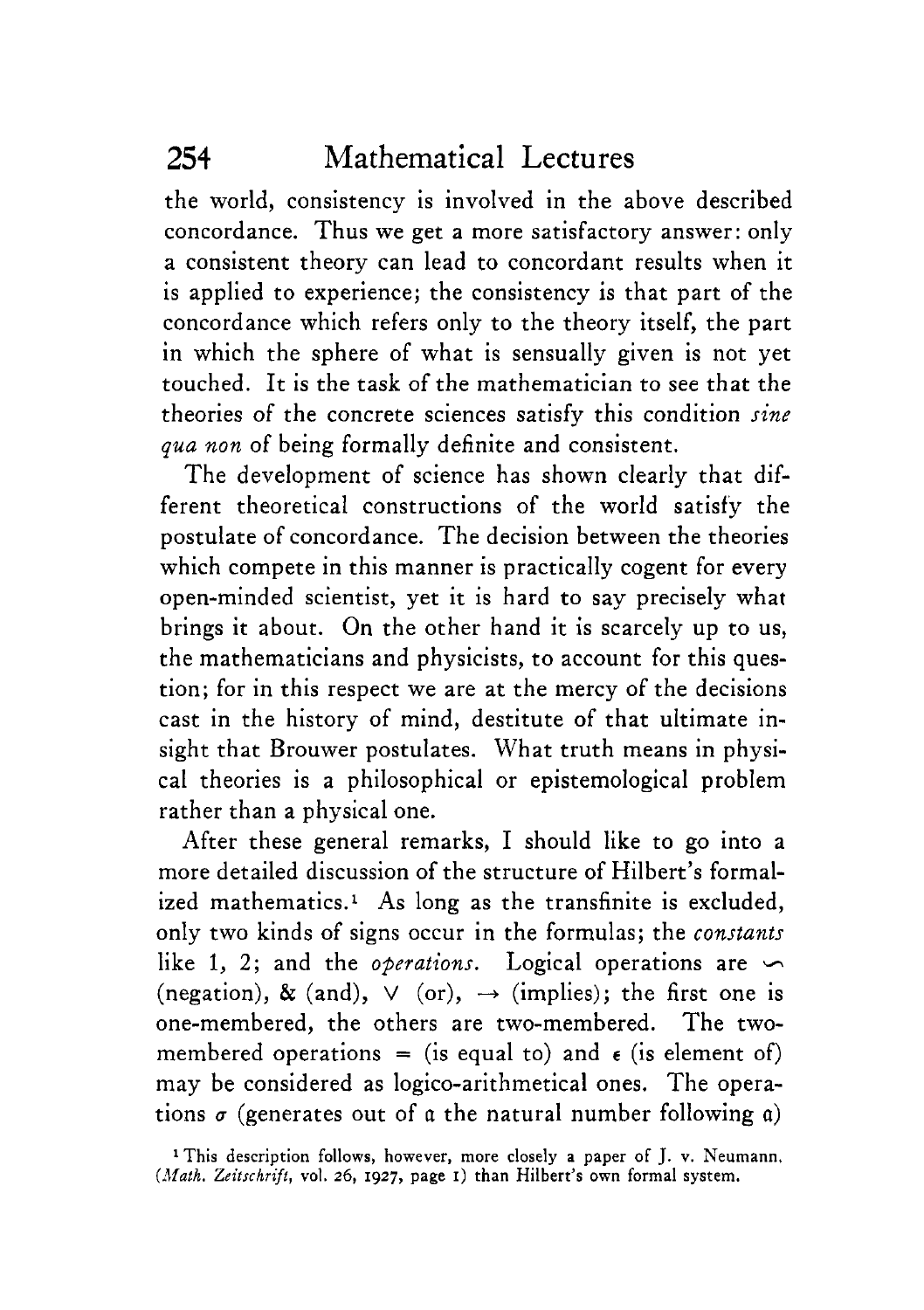the world, consistency is involved in the above described concordance. Thus we get a more satisfactory answer: only a consistent theory can lead to concordant results when it is applied to experience; the consistency is that part of the concordance which refers only to the theory itself, the part in which the sphere of what is sensually given is not yet touched. It is the task of the mathematician to see that the theories of the concrete sciences satisfy this condition *sine qua non* of being formally definite and consistent.

The development of science has shown clearly that different theoretical constructions of the world satisfy the postulate of concordance. The decision between the theories which compete in this manner is practically cogent for every open-minded scientist, yet it is hard to say precisely what brings it about. On the other hand it is scarcely up to us, the mathematicians and physicists, to account for this question; for in this respect we are at the mercy of the decisions cast in the history of mind, destitute of that ultimate insight that Brouwer postulates. What truth means in physical theories is a philosophical or epistemological problem rather than a physical one.

After these general remarks, I should like to go into a more detailed discussion of the structure of Hilbert's formalized mathematics.[1] As long as the transfinite is excluded, only two kinds of signs occur in the formulas; the *constants* like 1, 2; and the *operations*. Logical operations are $\backsim$ (negation), & (and), $\vee$ (or), $\rightarrow$ (implies); the first one is one-membered, the others are two-membered. The two-membered operations $=$ (is equal to) and $\epsilon$ (is element of) may be considered as logico-arithmetical ones. The operations $\sigma$ (generates out of $\mathfrak{a}$ the natural number following $\mathfrak{a}$)

[1] This description follows, however, more closely a paper of J. v. Neumann. (*Math. Zeitschrift*, vol. 26, 1927, page 1) than Hilbert's own formal system.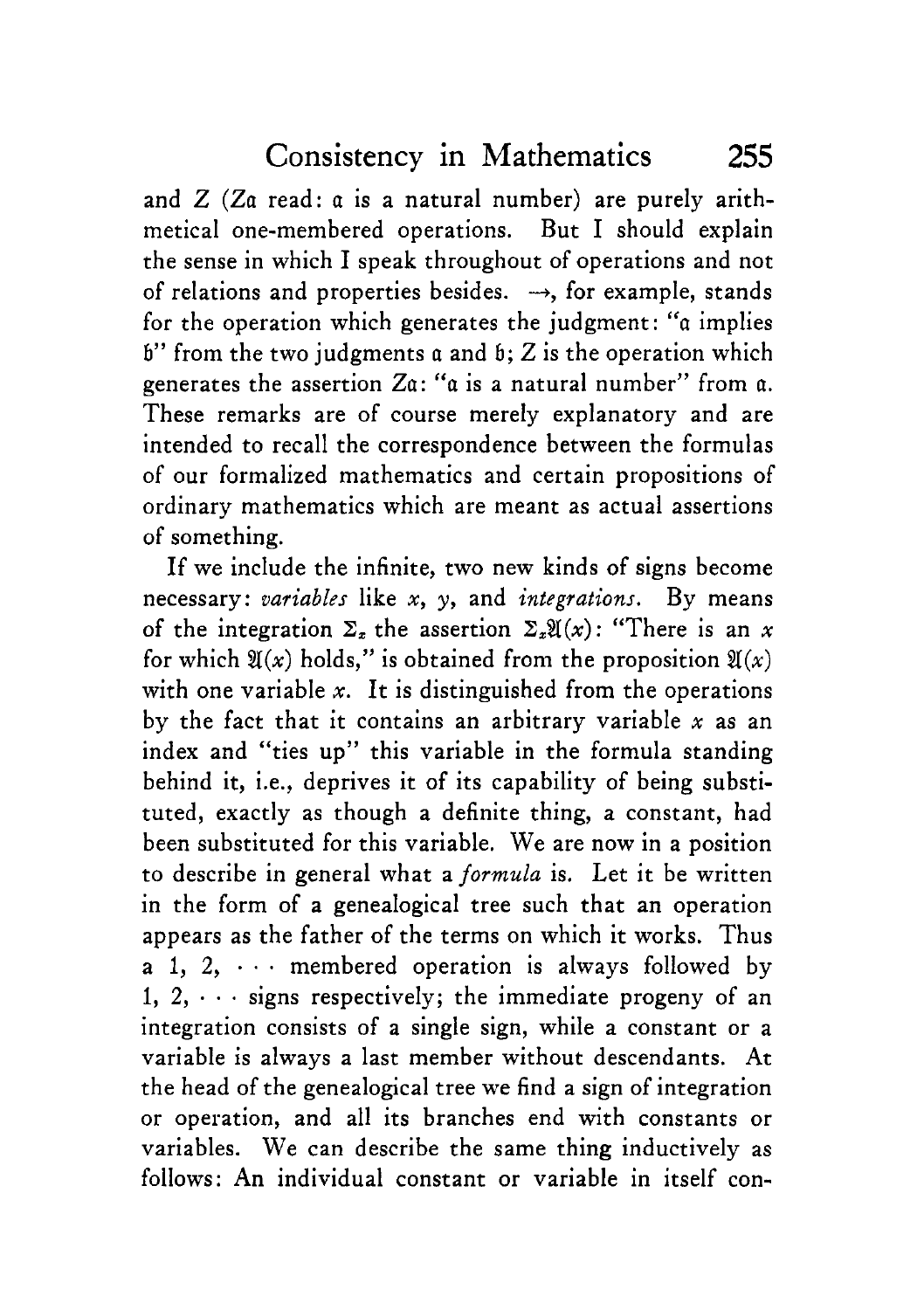and $Z$ ($Z\mathfrak{a}$ read: $\mathfrak{a}$ is a natural number) are purely arithmetical one-membered operations. But I should explain the sense in which I speak throughout of operations and not of relations and properties besides. $\rightarrow$, for example, stands for the operation which generates the judgment: "$\mathfrak{a}$ implies $\mathfrak{b}$" from the two judgments $\mathfrak{a}$ and $\mathfrak{b}$; $Z$ is the operation which generates the assertion $Z\mathfrak{a}$: "$\mathfrak{a}$ is a natural number" from $\mathfrak{a}$. These remarks are of course merely explanatory and are intended to recall the correspondence between the formulas of our formalized mathematics and certain propositions of ordinary mathematics which are meant as actual assertions of something.

If we include the infinite, two new kinds of signs become necessary: *variables* like $x$, $y$, and *integrations*. By means of the integration $\Sigma_x$ the assertion $\Sigma_x\mathfrak{A}(x)$: "There is an $x$ for which $\mathfrak{A}(x)$ holds," is obtained from the proposition $\mathfrak{A}(x)$ with one variable $x$. It is distinguished from the operations by the fact that it contains an arbitrary variable $x$ as an index and "ties up" this variable in the formula standing behind it, i.e., deprives it of its capability of being substituted, exactly as though a definite thing, a constant, had been substituted for this variable. We are now in a position to describe in general what a *formula* is. Let it be written in the form of a genealogical tree such that an operation appears as the father of the terms on which it works. Thus a $1, 2, \cdots$ membered operation is always followed by $1, 2, \cdots$ signs respectively; the immediate progeny of an integration consists of a single sign, while a constant or a variable is always a last member without descendants. At the head of the genealogical tree we find a sign of integration or operation, and all its branches end with constants or variables. We can describe the same thing inductively as follows: An individual constant or variable in itself con-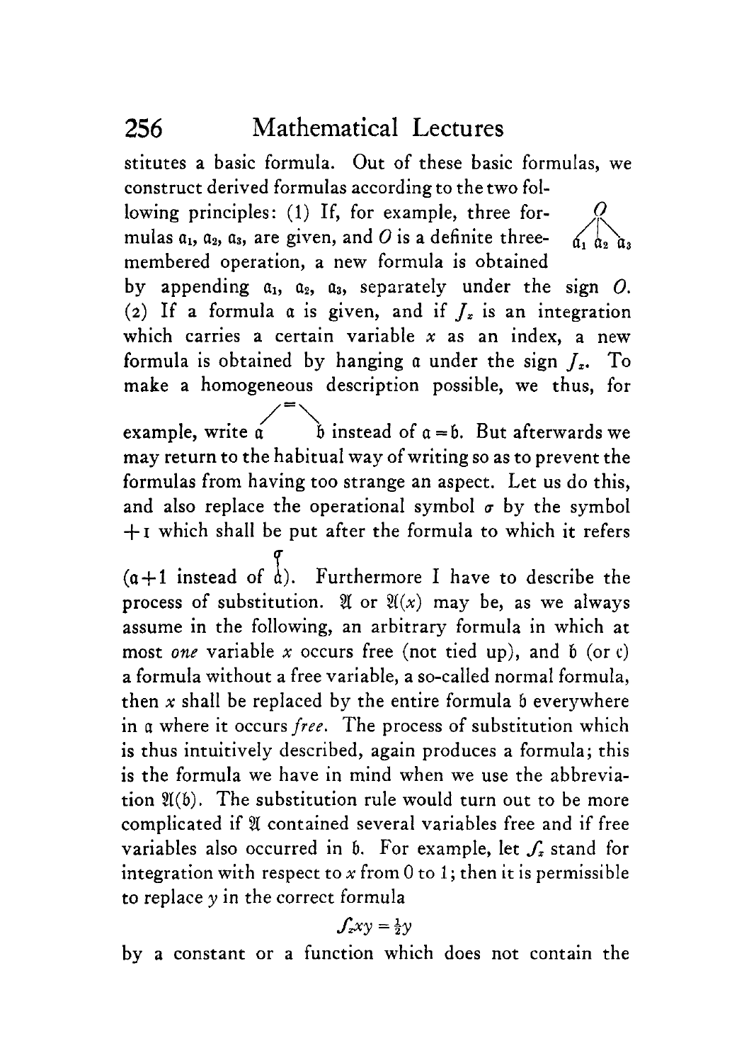stitutes a basic formula. Out of these basic formulas, we construct derived formulas according to the two following principles: (1) If, for example, three formulas $\mathfrak{a}_1$, $\mathfrak{a}_2$, $\mathfrak{a}_3$, are given, and $O$ is a definite three-membered operation, a new formula is obtained by appending $\mathfrak{a}_1$, $\mathfrak{a}_2$, $\mathfrak{a}_3$, separately under the sign $O$.

$$\begin{array}{ccc} & O & \\ \swarrow & \downarrow & \searrow \\ \mathfrak{a}_1 & \mathfrak{a}_2 & \mathfrak{a}_3 \end{array}$$

(2) If a formula $\mathfrak{a}$ is given, and if $J_x$ is an integration which carries a certain variable $x$ as an index, a new formula is obtained by hanging $\mathfrak{a}$ under the sign $J_x$. To make a homogeneous description possible, we thus, for example, write

$$\begin{array}{ccc} & = & \\ \swarrow & & \searrow \\ \mathfrak{a} & & \mathfrak{b} \end{array}$$

instead of $\mathfrak{a} = \mathfrak{b}$. But afterwards we may return to the habitual way of writing so as to prevent the formulas from having too strange an aspect. Let us do this, and also replace the operational symbol $\sigma$ by the symbol $+1$ which shall be put after the formula to which it refers ($\mathfrak{a}+1$ instead of $\overset{\sigma}{\underset{\mathfrak{a}}{|}}$). Furthermore I have to describe the process of substitution. $\mathfrak{A}$ or $\mathfrak{A}(x)$ may be, as we always assume in the following, an arbitrary formula in which at most *one* variable $x$ occurs free (not tied up), and $\mathfrak{b}$ (or $\mathfrak{c}$) a formula without a free variable, a so-called normal formula, then $x$ shall be replaced by the entire formula $\mathfrak{b}$ everywhere in $\mathfrak{a}$ where it occurs *free*. The process of substitution which is thus intuitively described, again produces a formula; this is the formula we have in mind when we use the abbreviation $\mathfrak{A}(\mathfrak{b})$. The substitution rule would turn out to be more complicated if $\mathfrak{A}$ contained several variables free and if free variables also occurred in $\mathfrak{b}$. For example, let $\int_x$ stand for integration with respect to $x$ from 0 to 1; then it is permissible to replace $y$ in the correct formula

$$\int_x xy = \tfrac{1}{2}y$$

by a constant or a function which does not contain the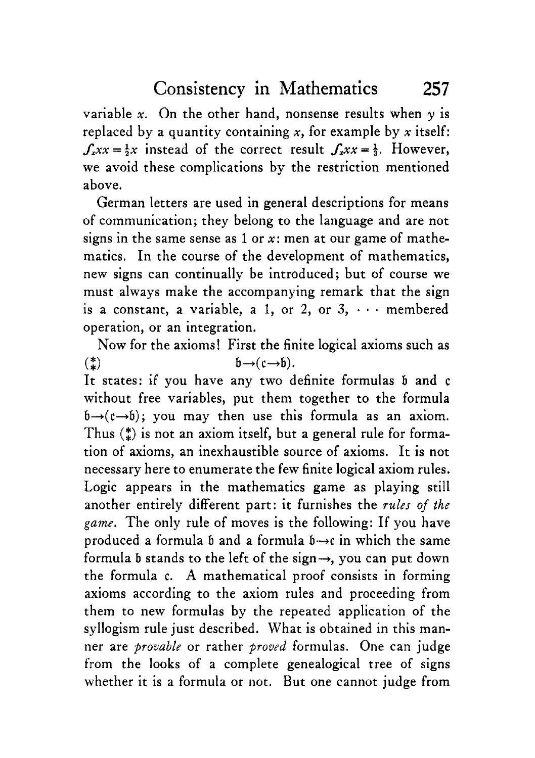variable $x$. On the other hand, nonsense results when $y$ is replaced by a quantity containing $x$, for example by $x$ itself: $\int_x xx = \frac{1}{2}x$ instead of the correct result $\int_x xx = \frac{1}{3}$. However, we avoid these complications by the restriction mentioned above.

German letters are used in general descriptions for means of communication; they belong to the language and are not signs in the same sense as 1 or $x$: men at our game of mathematics. In the course of the development of mathematics, new signs can continually be introduced; but of course we must always make the accompanying remark that the sign is a constant, a variable, a 1, or 2, or 3, $\cdots$ membered operation, or an integration.

Now for the axioms! First the finite logical axioms such as

$$(\ast) \qquad \mathfrak{b} \rightarrow (\mathfrak{c} \rightarrow \mathfrak{b}).$$

It states: if you have any two definite formulas $\mathfrak{b}$ and $\mathfrak{c}$ without free variables, put them together to the formula $\mathfrak{b} \rightarrow (\mathfrak{c} \rightarrow \mathfrak{b})$; you may then use this formula as an axiom. Thus $(\ast)$ is not an axiom itself, but a general rule for formation of axioms, an inexhaustible source of axioms. It is not necessary here to enumerate the few finite logical axiom rules. Logic appears in the mathematics game as playing still another entirely different part: it furnishes the *rules of the game*. The only rule of moves is the following: If you have produced a formula $\mathfrak{b}$ and a formula $\mathfrak{b} \rightarrow \mathfrak{c}$ in which the same formula $\mathfrak{b}$ stands to the left of the sign $\rightarrow$, you can put down the formula $\mathfrak{c}$. A mathematical proof consists in forming axioms according to the axiom rules and proceeding from them to new formulas by the repeated application of the syllogism rule just described. What is obtained in this manner are *provable* or rather *proved* formulas. One can judge from the looks of a complete genealogical tree of signs whether it is a formula or not. But one cannot judge from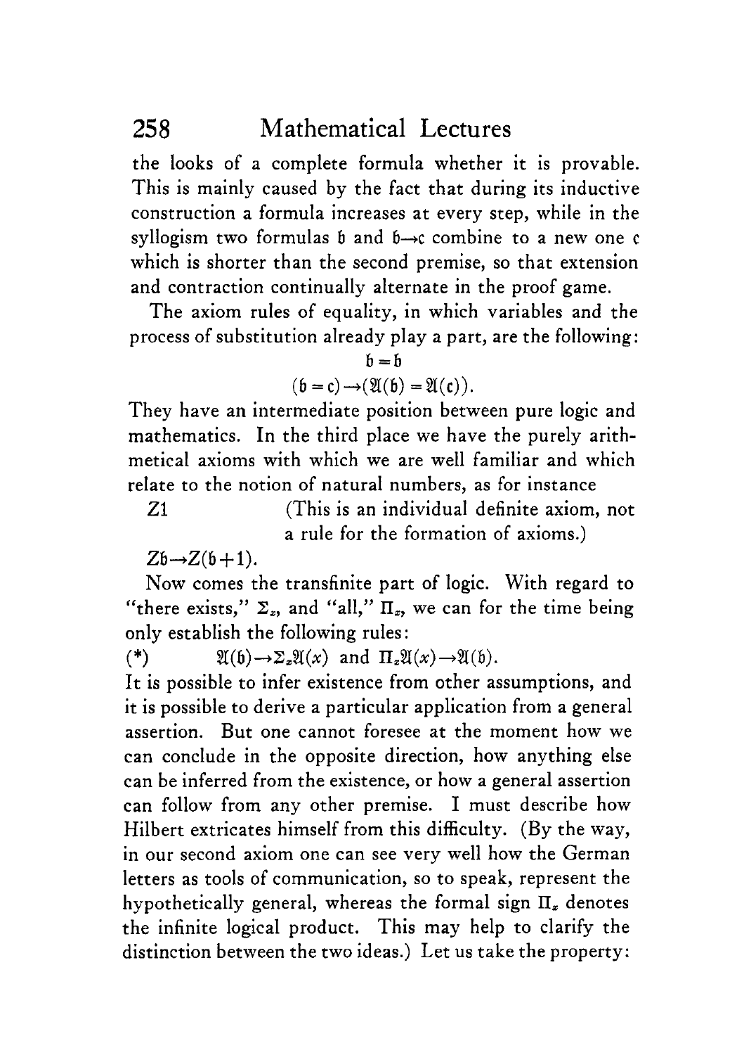the looks of a complete formula whether it is provable. This is mainly caused by the fact that during its inductive construction a formula increases at every step, while in the syllogism two formulas $\mathfrak{b}$ and $\mathfrak{b} \rightarrow \mathfrak{c}$ combine to a new one $\mathfrak{c}$ which is shorter than the second premise, so that extension and contraction continually alternate in the proof game.

The axiom rules of equality, in which variables and the process of substitution already play a part, are the following:

$$\mathfrak{b} = \mathfrak{b}$$

$$(\mathfrak{b} = \mathfrak{c}) \rightarrow (\mathfrak{A}(\mathfrak{b}) = \mathfrak{A}(\mathfrak{c})).$$

They have an intermediate position between pure logic and mathematics. In the third place we have the purely arithmetical axioms with which we are well familiar and which relate to the notion of natural numbers, as for instance

$Z1$ (This is an individual definite axiom, not a rule for the formation of axioms.)

$Z\mathfrak{b} \rightarrow Z(\mathfrak{b}+1)$.

Now comes the transfinite part of logic. With regard to "there exists," $\Sigma_x$, and "all," $\Pi_x$, we can for the time being only establish the following rules:

(*) $\mathfrak{A}(\mathfrak{b}) \rightarrow \Sigma_x \mathfrak{A}(x)$ and $\Pi_x \mathfrak{A}(x) \rightarrow \mathfrak{A}(\mathfrak{b})$.

It is possible to infer existence from other assumptions, and it is possible to derive a particular application from a general assertion. But one cannot foresee at the moment how we can conclude in the opposite direction, how anything else can be inferred from the existence, or how a general assertion can follow from any other premise. I must describe how Hilbert extricates himself from this difficulty. (By the way, in our second axiom one can see very well how the German letters as tools of communication, so to speak, represent the hypothetically general, whereas the formal sign $\Pi_x$ denotes the infinite logical product. This may help to clarify the distinction between the two ideas.) Let us take the property: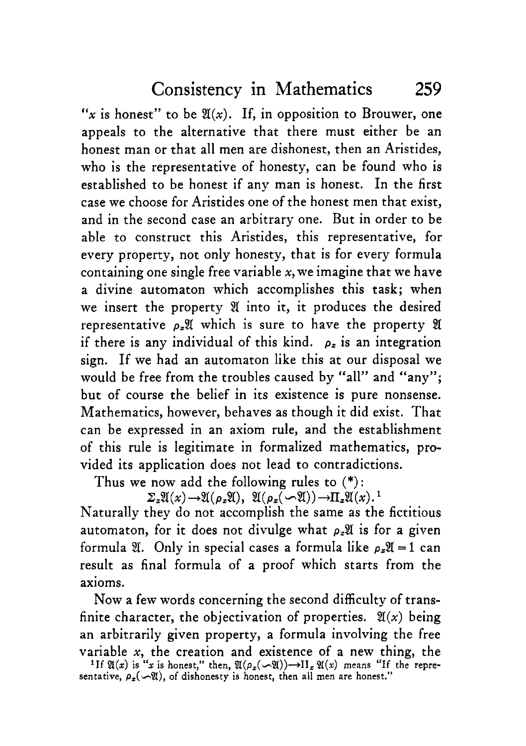"$x$ is honest" to be $\mathfrak{A}(x)$. If, in opposition to Brouwer, one appeals to the alternative that there must either be an honest man or that all men are dishonest, then an Aristides, who is the representative of honesty, can be found who is established to be honest if any man is honest. In the first case we choose for Aristides one of the honest men that exist, and in the second case an arbitrary one. But in order to be able to construct this Aristides, this representative, for every property, not only honesty, that is for every formula containing one single free variable $x$, we imagine that we have a divine automaton which accomplishes this task; when we insert the property $\mathfrak{A}$ into it, it produces the desired representative $\rho_x\mathfrak{A}$ which is sure to have the property $\mathfrak{A}$ if there is any individual of this kind. $\rho_x$ is an integration sign. If we had an automaton like this at our disposal we would be free from the troubles caused by "all" and "any"; but of course the belief in its existence is pure nonsense. Mathematics, however, behaves as though it did exist. That can be expressed in an axiom rule, and the establishment of this rule is legitimate in formalized mathematics, provided its application does not lead to contradictions.

Thus we now add the following rules to (*):

$$\Sigma_x\mathfrak{A}(x)\rightarrow\mathfrak{A}(\rho_x\mathfrak{A}),\ \mathfrak{A}(\rho_x(\backsim\mathfrak{A}))\rightarrow\Pi_x\mathfrak{A}(x).^{1}$$

Naturally they do not accomplish the same as the fictitious automaton, for it does not divulge what $\rho_x\mathfrak{A}$ is for a given formula $\mathfrak{A}$. Only in special cases a formula like $\rho_x\mathfrak{A}=1$ can result as final formula of a proof which starts from the axioms.

Now a few words concerning the second difficulty of transfinite character, the objectivation of properties. $\mathfrak{A}(x)$ being an arbitrarily given property, a formula involving the free variable $x$, the creation and existence of a new thing, the

[1] If $\mathfrak{A}(x)$ is "$x$ is honest," then, $\mathfrak{A}(\rho_x(\backsim\mathfrak{A}))\rightarrow\Pi_x\mathfrak{A}(x)$ means "If the representative, $\rho_x(\backsim\mathfrak{A})$, of dishonesty is honest, then all men are honest."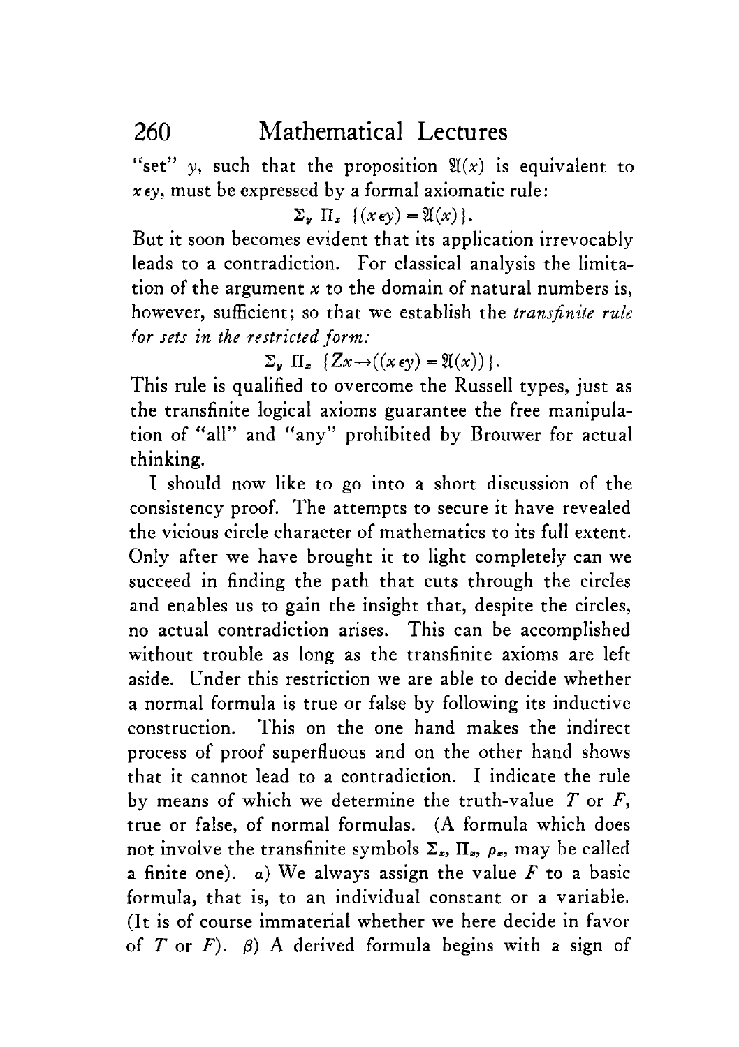"set" $y$, such that the proposition $\mathfrak{A}(x)$ is equivalent to $x \epsilon y$, must be expressed by a formal axiomatic rule:

$$\Sigma_y \ \Pi_x \ \{(x \epsilon y) = \mathfrak{A}(x)\}.$$

But it soon becomes evident that its application irrevocably leads to a contradiction. For classical analysis the limitation of the argument $x$ to the domain of natural numbers is, however, sufficient; so that we establish the *transfinite rule for sets in the restricted form:*

$$\Sigma_y \ \Pi_x \ \{Zx \rightarrow ((x \epsilon y) = \mathfrak{A}(x))\}.$$

This rule is qualified to overcome the Russell types, just as the transfinite logical axioms guarantee the free manipulation of "all" and "any" prohibited by Brouwer for actual thinking.

I should now like to go into a short discussion of the consistency proof. The attempts to secure it have revealed the vicious circle character of mathematics to its full extent. Only after we have brought it to light completely can we succeed in finding the path that cuts through the circles and enables us to gain the insight that, despite the circles, no actual contradiction arises. This can be accomplished without trouble as long as the transfinite axioms are left aside. Under this restriction we are able to decide whether a normal formula is true or false by following its inductive construction. This on the one hand makes the indirect process of proof superfluous and on the other hand shows that it cannot lead to a contradiction. I indicate the rule by means of which we determine the truth-value $T$ or $F$, true or false, of normal formulas. (A formula which does not involve the transfinite symbols $\Sigma_x$, $\Pi_x$, $\rho_x$, may be called a finite one). $\alpha$) We always assign the value $F$ to a basic formula, that is, to an individual constant or a variable. (It is of course immaterial whether we here decide in favor of $T$ or $F$). $\beta$) A derived formula begins with a sign of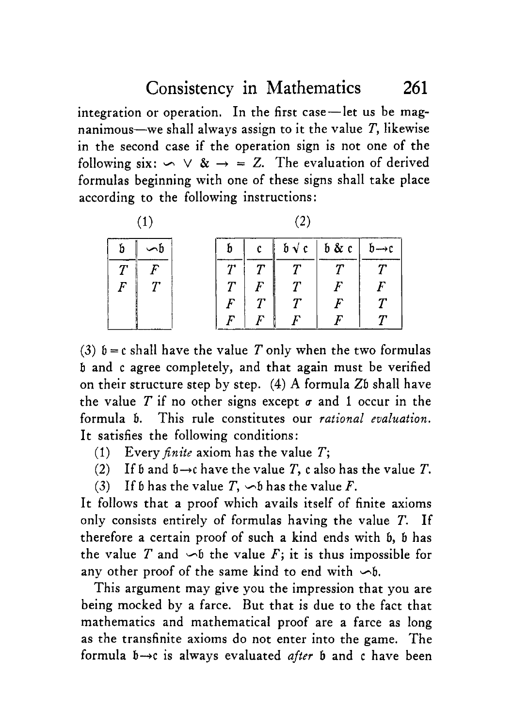integration or operation. In the first case—let us be magnanimous—we shall always assign to it the value $T$, likewise in the second case if the operation sign is not one of the following six: $\backsim$ $\vee$ & $\rightarrow$ $=$ $Z$. The evaluation of derived formulas beginning with one of these signs shall take place according to the following instructions:

(1)

| $\mathfrak{b}$ | $\backsim\mathfrak{b}$ |
|---|---|
| $T$ | $F$ |
| $F$ | $T$ |

(2)

| $\mathfrak{b}$ | $\mathfrak{c}$ | $\mathfrak{b} \vee \mathfrak{c}$ | $\mathfrak{b}$ & $\mathfrak{c}$ | $\mathfrak{b} \rightarrow \mathfrak{c}$ |
|---|---|---|---|---|
| $T$ | $T$ | $T$ | $T$ | $T$ |
| $T$ | $F$ | $T$ | $F$ | $F$ |
| $F$ | $T$ | $T$ | $F$ | $T$ |
| $F$ | $F$ | $F$ | $F$ | $T$ |

(3) $\mathfrak{b} = \mathfrak{c}$ shall have the value $T$ only when the two formulas $\mathfrak{b}$ and $\mathfrak{c}$ agree completely, and that again must be verified on their structure step by step. (4) A formula $Z\mathfrak{b}$ shall have the value $T$ if no other signs except $\sigma$ and 1 occur in the formula $\mathfrak{b}$. This rule constitutes our *rational evaluation*. It satisfies the following conditions:

(1) Every *finite* axiom has the value $T$;

(2) If $\mathfrak{b}$ and $\mathfrak{b} \rightarrow \mathfrak{c}$ have the value $T$, $\mathfrak{c}$ also has the value $T$.

(3) If $\mathfrak{b}$ has the value $T$, $\backsim\mathfrak{b}$ has the value $F$.

It follows that a proof which avails itself of finite axioms only consists entirely of formulas having the value $T$. If therefore a certain proof of such a kind ends with $\mathfrak{b}$, $\mathfrak{b}$ has the value $T$ and $\backsim\mathfrak{b}$ the value $F$; it is thus impossible for any other proof of the same kind to end with $\backsim\mathfrak{b}$.

This argument may give you the impression that you are being mocked by a farce. But that is due to the fact that mathematics and mathematical proof are a farce as long as the transfinite axioms do not enter into the game. The formula $\mathfrak{b} \rightarrow \mathfrak{c}$ is always evaluated *after* $\mathfrak{b}$ and $\mathfrak{c}$ have been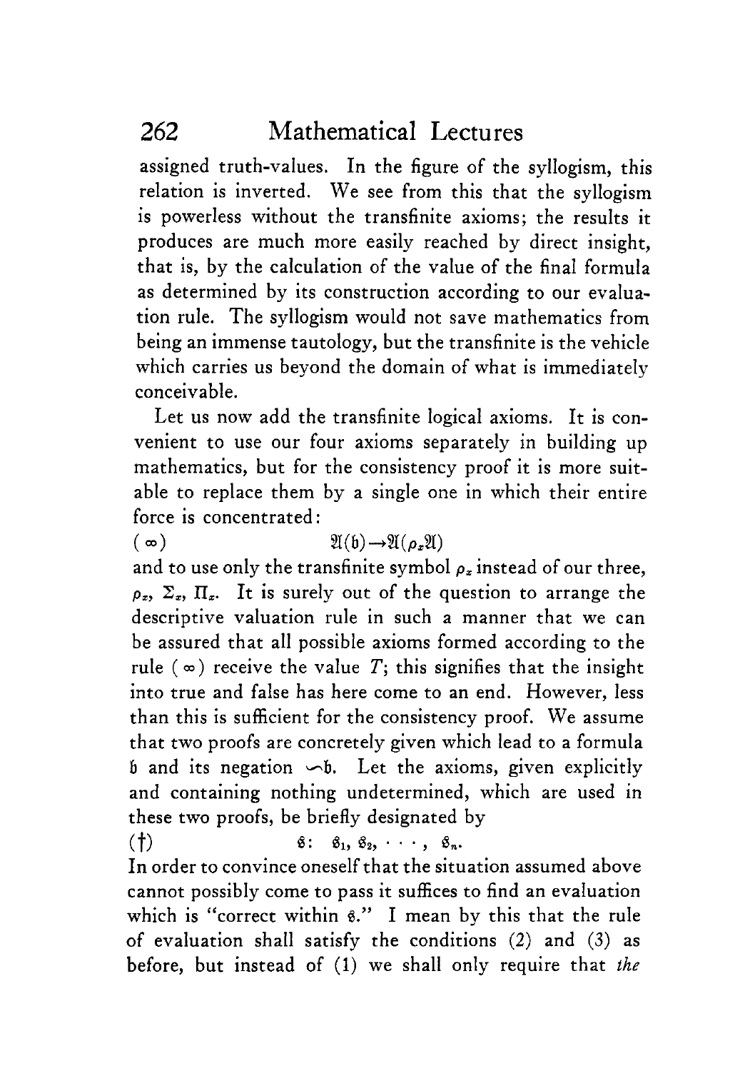assigned truth-values. In the figure of the syllogism, this relation is inverted. We see from this that the syllogism is powerless without the transfinite axioms; the results it produces are much more easily reached by direct insight, that is, by the calculation of the value of the final formula as determined by its construction according to our evaluation rule. The syllogism would not save mathematics from being an immense tautology, but the transfinite is the vehicle which carries us beyond the domain of what is immediately conceivable.

Let us now add the transfinite logical axioms. It is convenient to use our four axioms separately in building up mathematics, but for the consistency proof it is more suitable to replace them by a single one in which their entire force is concentrated:

$$(\infty) \qquad \mathfrak{A}(\mathfrak{b}) \rightarrow \mathfrak{A}(\rho_x \mathfrak{A})$$

and to use only the transfinite symbol $\rho_x$ instead of our three, $\rho_x$, $\Sigma_x$, $\Pi_x$. It is surely out of the question to arrange the descriptive valuation rule in such a manner that we can be assured that all possible axioms formed according to the rule $(\infty)$ receive the value $T$; this signifies that the insight into true and false has here come to an end. However, less than this is sufficient for the consistency proof. We assume that two proofs are concretely given which lead to a formula $\mathfrak{b}$ and its negation $\backsim\mathfrak{b}$. Let the axioms, given explicitly and containing nothing undetermined, which are used in these two proofs, be briefly designated by

$$(\dagger) \qquad \mathfrak{s}\colon\ \mathfrak{s}_1, \mathfrak{s}_2, \cdots, \mathfrak{s}_n.$$

In order to convince oneself that the situation assumed above cannot possibly come to pass it suffices to find an evaluation which is "correct within $\mathfrak{s}$." I mean by this that the rule of evaluation shall satisfy the conditions (2) and (3) as before, but instead of (1) we shall only require that *the*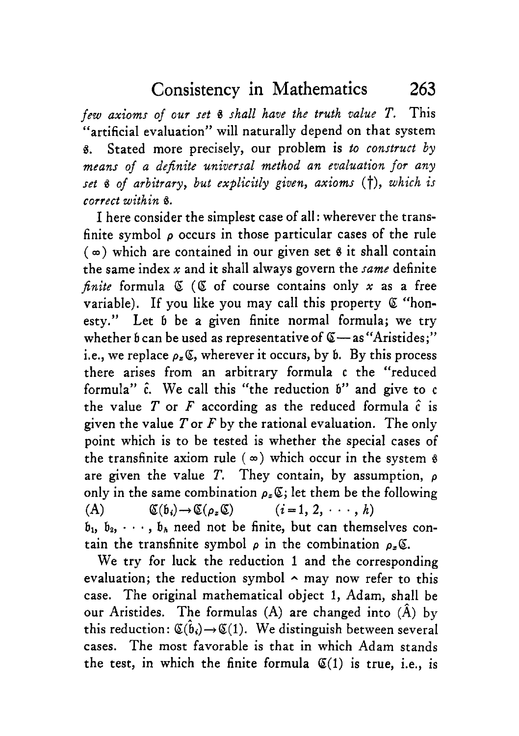*few axioms of our set $\mathfrak{S}$ shall have the truth value T.* This "artificial evaluation" will naturally depend on that system $\mathfrak{S}$. Stated more precisely, our problem is *to construct by means of a definite universal method an evaluation for any set $\mathfrak{S}$ of arbitrary, but explicitly given, axioms (†), which is correct within $\mathfrak{S}$.*

I here consider the simplest case of all: wherever the transfinite symbol $\rho$ occurs in those particular cases of the rule ($\infty$) which are contained in our given set $\mathfrak{S}$ it shall contain the same index $x$ and it shall always govern the *same* definite *finite* formula $\mathfrak{C}$ ($\mathfrak{C}$ of course contains only $x$ as a free variable). If you like you may call this property $\mathfrak{C}$ "honesty." Let $\mathfrak{b}$ be a given finite normal formula; we try whether $\mathfrak{b}$ can be used as representative of $\mathfrak{C}$—as "Aristides;" i.e., we replace $\rho_x\mathfrak{C}$, wherever it occurs, by $\mathfrak{b}$. By this process there arises from an arbitrary formula $\mathfrak{c}$ the "reduced formula" $\hat{\mathfrak{c}}$. We call this "the reduction $\mathfrak{b}$" and give to $\mathfrak{c}$ the value $T$ or $F$ according as the reduced formula $\hat{\mathfrak{c}}$ is given the value $T$ or $F$ by the rational evaluation. The only point which is to be tested is whether the special cases of the transfinite axiom rule ($\infty$) which occur in the system $\mathfrak{S}$ are given the value $T$. They contain, by assumption, $\rho$ only in the same combination $\rho_x\mathfrak{C}$; let them be the following

(A) $\qquad \mathfrak{C}(\mathfrak{b}_i) \rightarrow \mathfrak{C}(\rho_x\mathfrak{C}) \qquad (i = 1, 2, \cdots, h)$

$\mathfrak{b}_1, \mathfrak{b}_2, \cdots, \mathfrak{b}_h$ need not be finite, but can themselves contain the transfinite symbol $\rho$ in the combination $\rho_x\mathfrak{C}$.

We try for luck the reduction 1 and the corresponding evaluation; the reduction symbol ^ may now refer to this case. The original mathematical object 1, Adam, shall be our Aristides. The formulas (A) are changed into ($\hat{\text{A}}$) by this reduction: $\mathfrak{C}(\hat{\mathfrak{b}}_i) \rightarrow \mathfrak{C}(1)$. We distinguish between several cases. The most favorable is that in which Adam stands the test, in which the finite formula $\mathfrak{C}(1)$ is true, i.e., is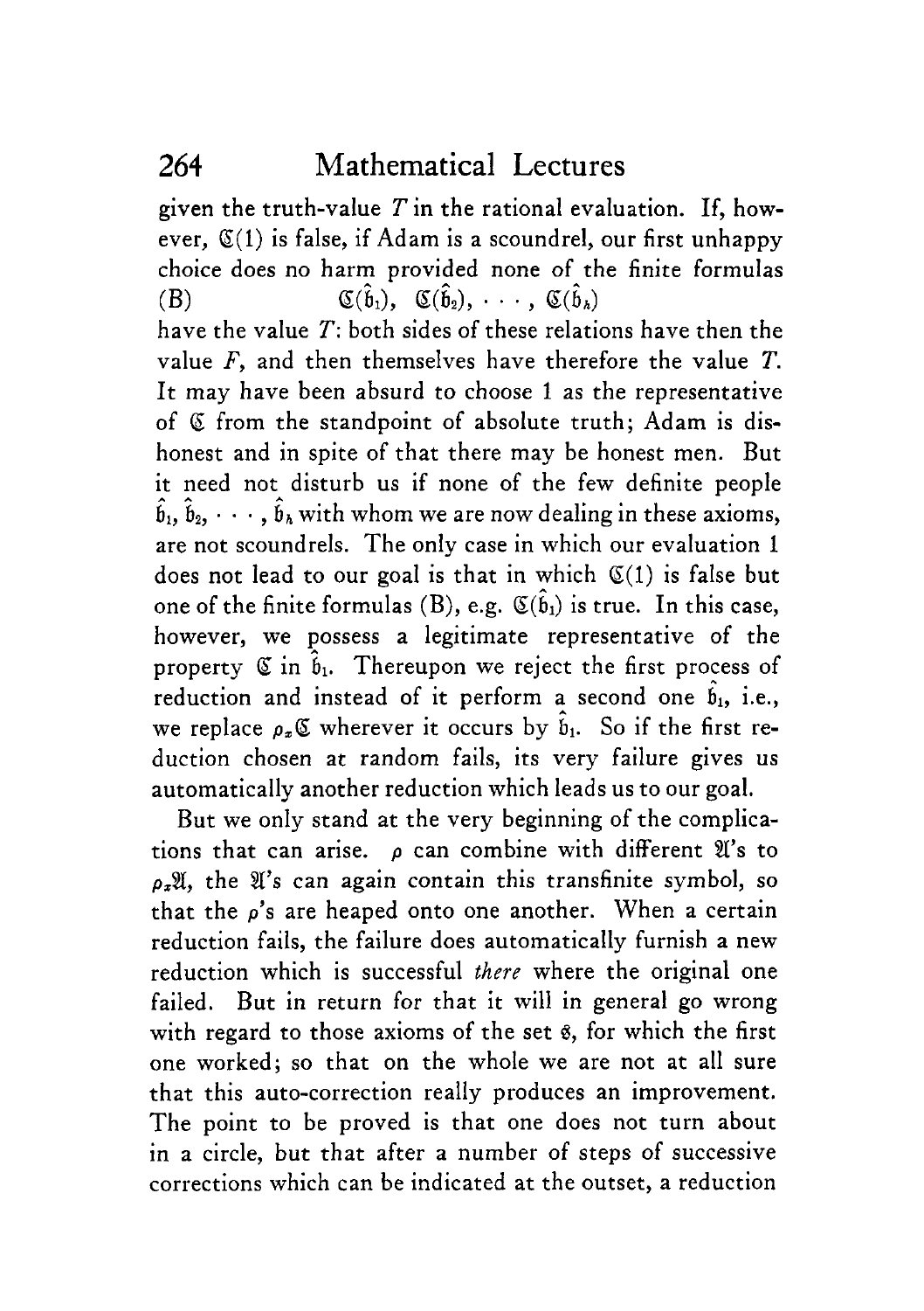given the truth-value $T$ in the rational evaluation. If, however, $\mathfrak{C}(1)$ is false, if Adam is a scoundrel, our first unhappy choice does no harm provided none of the finite formulas

$$\text{(B)} \qquad \mathfrak{C}(\hat{\mathfrak{b}}_1),\ \mathfrak{C}(\hat{\mathfrak{b}}_2),\ \cdots,\ \mathfrak{C}(\hat{\mathfrak{b}}_h)$$

have the value $T$: both sides of these relations have then the value $F$, and then themselves have therefore the value $T$. It may have been absurd to choose 1 as the representative of $\mathfrak{C}$ from the standpoint of absolute truth; Adam is dishonest and in spite of that there may be honest men. But it need not disturb us if none of the few definite people $\hat{\mathfrak{b}}_1, \hat{\mathfrak{b}}_2, \cdots, \hat{\mathfrak{b}}_h$ with whom we are now dealing in these axioms, are not scoundrels. The only case in which our evaluation 1 does not lead to our goal is that in which $\mathfrak{C}(1)$ is false but one of the finite formulas (B), e.g. $\mathfrak{C}(\hat{\mathfrak{b}}_1)$ is true. In this case, however, we possess a legitimate representative of the property $\mathfrak{C}$ in $\hat{\mathfrak{b}}_1$. Thereupon we reject the first process of reduction and instead of it perform a second one $\hat{\mathfrak{b}}_1$, i.e., we replace $\rho_x\mathfrak{C}$ wherever it occurs by $\hat{\mathfrak{b}}_1$. So if the first reduction chosen at random fails, its very failure gives us automatically another reduction which leads us to our goal.

But we only stand at the very beginning of the complications that can arise. $\rho$ can combine with different $\mathfrak{A}$'s to $\rho_x\mathfrak{A}$, the $\mathfrak{A}$'s can again contain this transfinite symbol, so that the $\rho$'s are heaped onto one another. When a certain reduction fails, the failure does automatically furnish a new reduction which is successful *there* where the original one failed. But in return for that it will in general go wrong with regard to those axioms of the set $\mathfrak{s}$, for which the first one worked; so that on the whole we are not at all sure that this auto-correction really produces an improvement. The point to be proved is that one does not turn about in a circle, but that after a number of steps of successive corrections which can be indicated at the outset, a reduction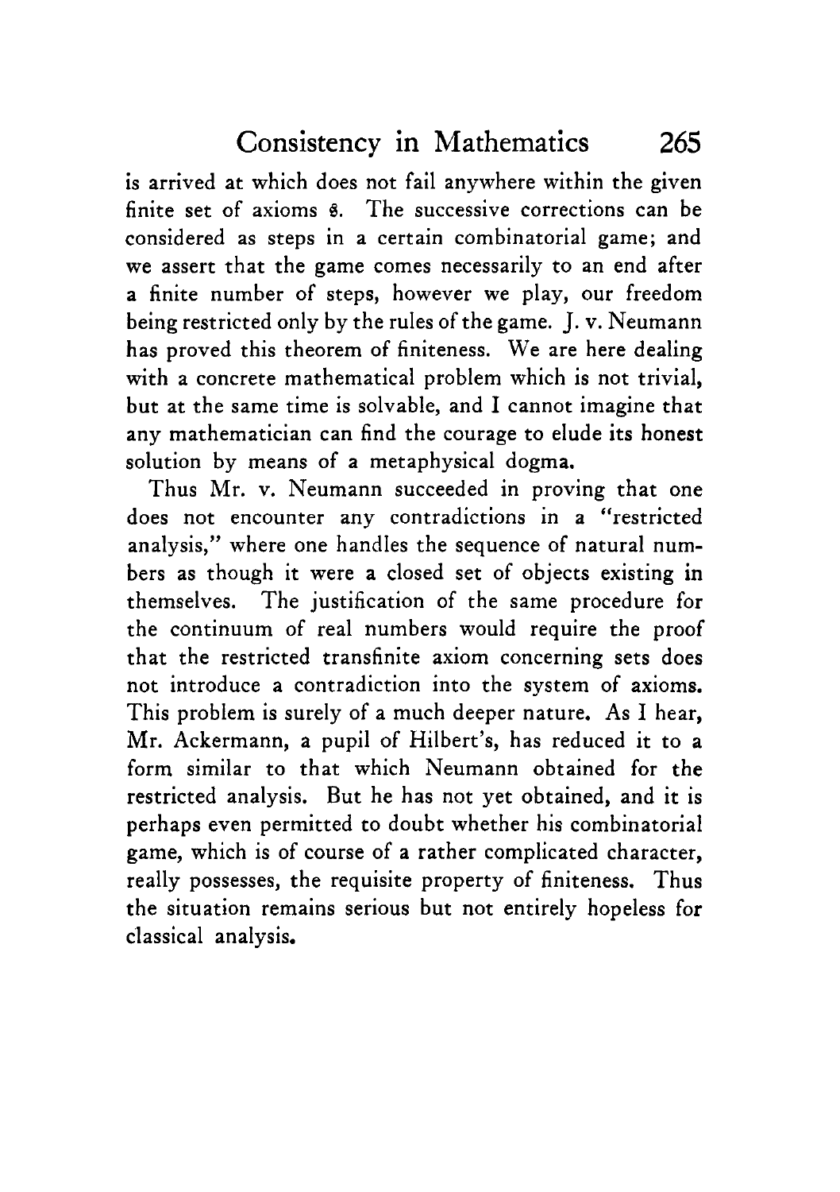is arrived at which does not fail anywhere within the given finite set of axioms $\mathfrak{S}$. The successive corrections can be considered as steps in a certain combinatorial game; and we assert that the game comes necessarily to an end after a finite number of steps, however we play, our freedom being restricted only by the rules of the game. J. v. Neumann has proved this theorem of finiteness. We are here dealing with a concrete mathematical problem which is not trivial, but at the same time is solvable, and I cannot imagine that any mathematician can find the courage to elude its honest solution by means of a metaphysical dogma.

Thus Mr. v. Neumann succeeded in proving that one does not encounter any contradictions in a "restricted analysis," where one handles the sequence of natural numbers as though it were a closed set of objects existing in themselves. The justification of the same procedure for the continuum of real numbers would require the proof that the restricted transfinite axiom concerning sets does not introduce a contradiction into the system of axioms. This problem is surely of a much deeper nature. As I hear, Mr. Ackermann, a pupil of Hilbert's, has reduced it to a form similar to that which Neumann obtained for the restricted analysis. But he has not yet obtained, and it is perhaps even permitted to doubt whether his combinatorial game, which is of course of a rather complicated character, really possesses, the requisite property of finiteness. Thus the situation remains serious but not entirely hopeless for classical analysis.